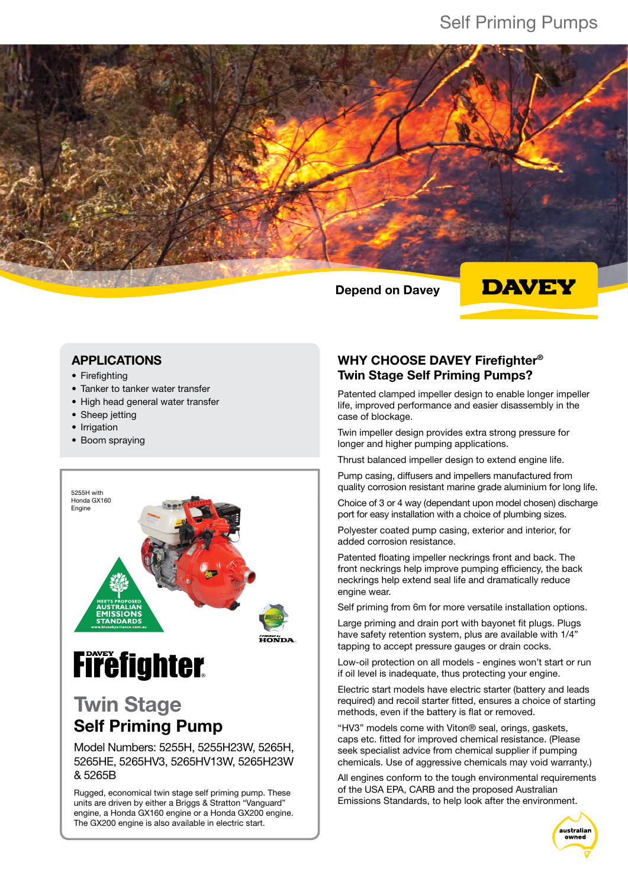# Self Priming Pumps

Depend on Davey

DAVEY

## APPLICATIONS

- Firefighting
- Tanker to tanker water transfer
- High head general water transfer
- Sheep jetting
- Irrigation
- Boom spraying

5255H with Honda GX160 Engine

MEETS PROPOSED AUSTRALIAN EMISSIONS STANDARDS

POWERED by HONDA

# DAVEY Firefighter®

## Twin Stage

## Self Priming Pump

Model Numbers: 5255H, 5255H23W, 5265H, 5265HE, 5265HV3, 5265HV13W, 5265H23W & 5265B

Rugged, economical twin stage self priming pump. These units are driven by either a Briggs & Stratton "Vanguard" engine, a Honda GX160 engine or a Honda GX200 engine. The GX200 engine is also available in electric start.

## WHY CHOOSE DAVEY Firefighter® Twin Stage Self Priming Pumps?

Patented clamped impeller design to enable longer impeller life, improved performance and easier disassembly in the case of blockage.

Twin impeller design provides extra strong pressure for longer and higher pumping applications.

Thrust balanced impeller design to extend engine life.

Pump casing, diffusers and impellers manufactured from quality corrosion resistant marine grade aluminium for long life.

Choice of 3 or 4 way (dependant upon model chosen) discharge port for easy installation with a choice of plumbing sizes.

Polyester coated pump casing, exterior and interior, for added corrosion resistance.

Patented floating impeller neckrings front and back. The front neckrings help improve pumping efficiency, the back neckrings help extend seal life and dramatically reduce engine wear.

Self priming from 6m for more versatile installation options.

Large priming and drain port with bayonet fit plugs. Plugs have safety retention system, plus are available with 1/4" tapping to accept pressure gauges or drain cocks.

Low-oil protection on all models - engines won't start or run if oil level is inadequate, thus protecting your engine.

Electric start models have electric starter (battery and leads required) and recoil starter fitted, ensures a choice of starting methods, even if the battery is flat or removed.

"HV3" models come with Viton® seal, orings, gaskets, caps etc. fitted for improved chemical resistance. (Please seek specialist advice from chemical supplier if pumping chemicals. Use of aggressive chemicals may void warranty.)

All engines conform to the tough environmental requirements of the USA EPA, CARB and the proposed Australian Emissions Standards, to help look after the environment.

australian owned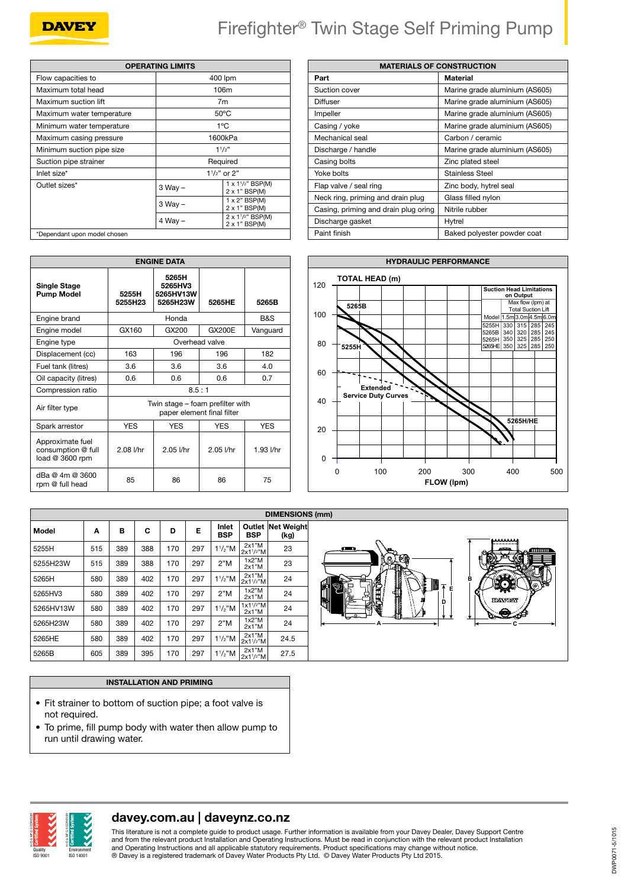# Firefighter® Twin Stage Self Priming Pump

| OPERATING LIMITS | | |
|---|---|---|
| Flow capacities to | 400 lpm | |
| Maximum total head | 106m | |
| Maximum suction lift | 7m | |
| Maximum water temperature | 50°C | |
| Minimum water temperature | 1°C | |
| Maximum casing pressure | 1600kPa | |
| Minimum suction pipe size | 1$^1/_2$" | |
| Suction pipe strainer | Required | |
| Inlet size* | 1$^1/_2$" or 2" | |
| Outlet sizes* | 3 Way – | 1 x 1$^1/_2$" BSP(M) 2 x 1" BSP(M) |
| | 3 Way – | 1 x 2" BSP(M) 2 x 1" BSP(M) |
| | 4 Way – | 2 x 1$^1/_2$" BSP(M) 2 x 1" BSP(M) |

*Dependant upon model chosen

| MATERIALS OF CONSTRUCTION | |
|---|---|
| **Part** | **Material** |
| Suction cover | Marine grade aluminium (AS605) |
| Diffuser | Marine grade aluminium (AS605) |
| Impeller | Marine grade aluminium (AS605) |
| Casing / yoke | Marine grade aluminium (AS605) |
| Mechanical seal | Carbon / ceramic |
| Discharge / handle | Marine grade aluminium (AS605) |
| Casing bolts | Zinc plated steel |
| Yoke bolts | Stainless Steel |
| Flap valve / seal ring | Zinc body, hytrel seal |
| Neck ring, priming and drain plug | Glass filled nylon |
| Casing, priming and drain plug oring | Nitrile rubber |
| Discharge gasket | Hytrel |
| Paint finish | Baked polyester powder coat |

| ENGINE DATA | | | | |
|---|---|---|---|---|
| **Single Stage Pump Model** | **5255H 5255H23** | **5265H 5265HV3 5265HV13W 5265H23W** | **5265HE** | **5265B** |
| Engine brand | Honda | | | B&S |
| Engine model | GX160 | GX200 | GX200E | Vanguard |
| Engine type | Overhead valve | | | |
| Displacement (cc) | 163 | 196 | 196 | 182 |
| Fuel tank (litres) | 3.6 | 3.6 | 3.6 | 4.0 |
| Oil capacity (litres) | 0.6 | 0.6 | 0.6 | 0.7 |
| Compression ratio | 8.5 : 1 | | | |
| Air filter type | Twin stage – foam prefilter with paper element final filter | | | |
| Spark arrestor | YES | YES | YES | YES |
| Approximate fuel consumption @ full load @ 3600 rpm | 2.08 l/hr | 2.05 l/hr | 2.05 l/hr | 1.93 l/hr |
| dBa @ 4m @ 3600 rpm @ full head | 85 | 86 | 86 | 75 |

## HYDRAULIC PERFORMANCE

TOTAL HEAD (m)

120
100
80
60
40
20
0

0 100 200 300 400 500

FLOW (lpm)

5265B
5255H
5265H/HE
Extended Service Duty Curves

Suction Head Limitations on Output

Max flow (lpm) at Total Suction Lift

| Model | 1.5m | 3.0m | 4.5m | 6.0m |
|---|---|---|---|---|
| 5255H | 330 | 315 | 285 | 245 |
| 5265B | 340 | 320 | 285 | 245 |
| 5265H | 350 | 325 | 285 | 250 |
| 5265HE | 350 | 325 | 285 | 250 |

| DIMENSIONS (mm) | | | | | | | | |
|---|---|---|---|---|---|---|---|---|
| **Model** | **A** | **B** | **C** | **D** | **E** | **Inlet BSP** | **Outlet BSP** | **Net Weight (kg)** |
| 5255H | 515 | 389 | 388 | 170 | 297 | 1$^1/_2$"M | 2x1"M 2x1$^1/_2$"M | 23 |
| 5255H23W | 515 | 389 | 388 | 170 | 297 | 2"M | 1x2"M 2x1"M | 23 |
| 5265H | 580 | 389 | 402 | 170 | 297 | 1$^1/_2$"M | 2x1"M 2x1$^1/_2$"M | 24 |
| 5265HV3 | 580 | 389 | 402 | 170 | 297 | 2"M | 1x2"M 2x1"M | 24 |
| 5265HV13W | 580 | 389 | 402 | 170 | 297 | 1$^1/_2$"M | 1x1$^1/_2$"M 2x1"M | 24 |
| 5265H23W | 580 | 389 | 402 | 170 | 297 | 2"M | 1x2"M 2x1"M | 24 |
| 5265HE | 580 | 389 | 402 | 170 | 297 | 1$^1/_2$"M | 2x1"M 2x1$^1/_2$"M | 24.5 |
| 5265B | 605 | 389 | 395 | 170 | 297 | 1$^1/_2$"M | 2x1"M 2x1$^1/_2$"M | 27.5 |

## INSTALLATION AND PRIMING

- Fit strainer to bottom of suction pipe; a foot valve is not required.
- To prime, fill pump body with water then allow pump to run until drawing water.

**davey.com.au | daveynz.co.nz**

This literature is not a complete guide to product usage. Further information is available from your Davey Dealer, Davey Support Centre and from the relevant product Installation and Operating Instructions. Must be read in conjunction with the relevant product Installation and Operating Instructions and all applicable statutory requirements. Product specifications may change without notice.
® Davey is a registered trademark of Davey Water Products Pty Ltd. © Davey Water Products Pty Ltd 2015.

Quality ISO 9001 | Environment ISO 14001

DWP0071-5/1015